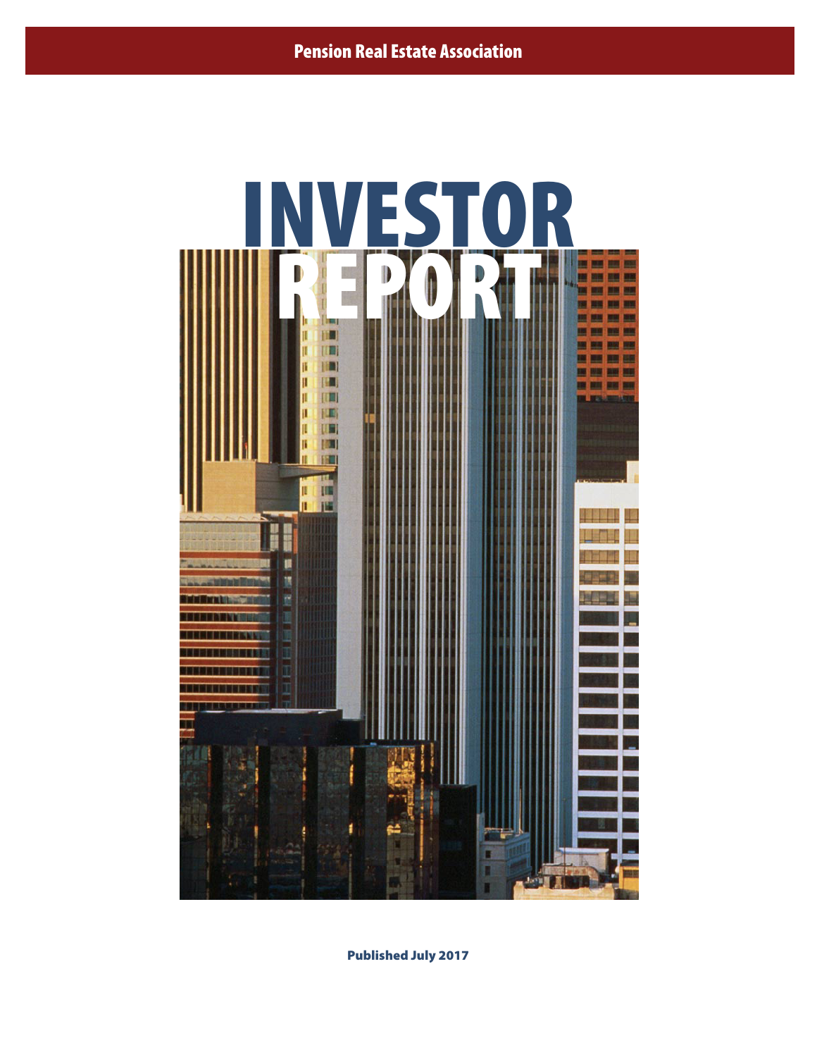Pension Real Estate Association

# INVESTOR REPORT

Published July 2017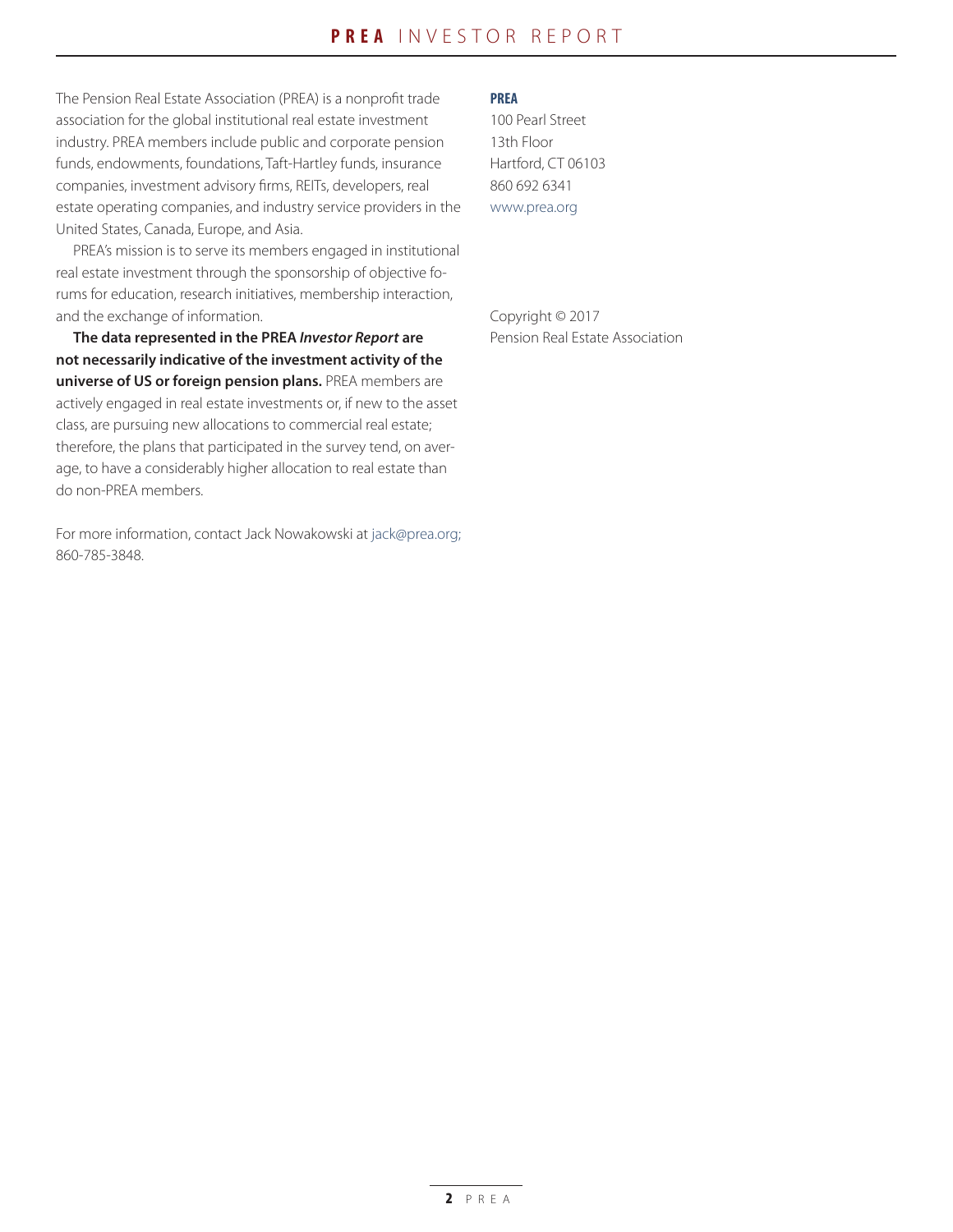The Pension Real Estate Association (PREA) is a nonprofit trade association for the global institutional real estate investment industry. PREA members include public and corporate pension funds, endowments, foundations, Taft-Hartley funds, insurance companies, investment advisory firms, REITs, developers, real estate operating companies, and industry service providers in the United States, Canada, Europe, and Asia.

PREA's mission is to serve its members engaged in institutional real estate investment through the sponsorship of objective forums for education, research initiatives, membership interaction, and the exchange of information.

**The data represented in the PREA *Investor Report* are not necessarily indicative of the investment activity of the universe of US or foreign pension plans.** PREA members are actively engaged in real estate investments or, if new to the asset class, are pursuing new allocations to commercial real estate; therefore, the plans that participated in the survey tend, on average, to have a considerably higher allocation to real estate than do non-PREA members.

For more information, contact Jack Nowakowski at jack@prea.org; 860-785-3848.

**PREA**
100 Pearl Street
13th Floor
Hartford, CT 06103
860 692 6341
www.prea.org

Copyright © 2017
Pension Real Estate Association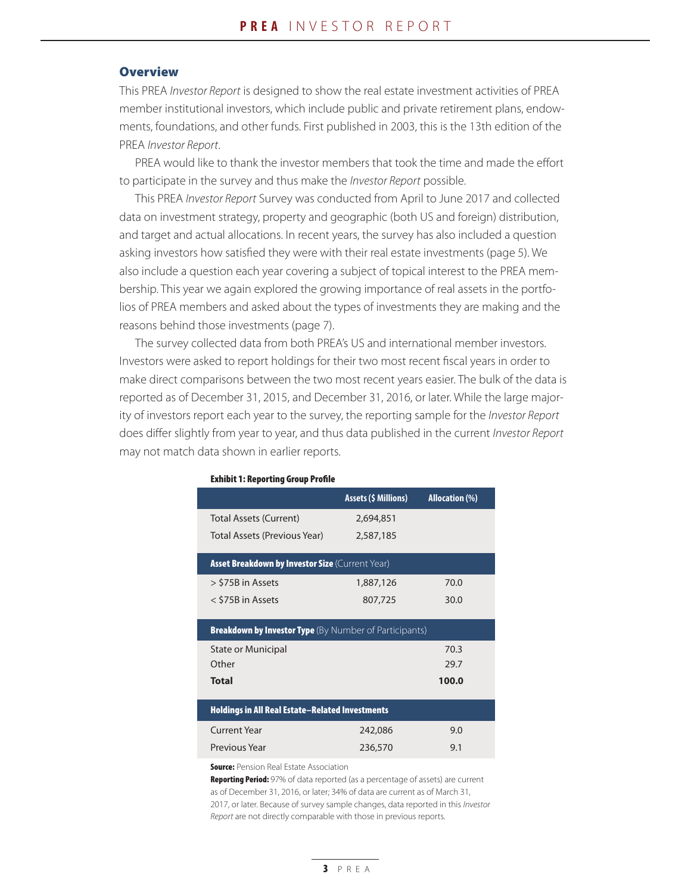## Overview

This PREA *Investor Report* is designed to show the real estate investment activities of PREA member institutional investors, which include public and private retirement plans, endowments, foundations, and other funds. First published in 2003, this is the 13th edition of the PREA *Investor Report*.

PREA would like to thank the investor members that took the time and made the effort to participate in the survey and thus make the *Investor Report* possible.

This PREA *Investor Report* Survey was conducted from April to June 2017 and collected data on investment strategy, property and geographic (both US and foreign) distribution, and target and actual allocations. In recent years, the survey has also included a question asking investors how satisfied they were with their real estate investments (page 5). We also include a question each year covering a subject of topical interest to the PREA membership. This year we again explored the growing importance of real assets in the portfolios of PREA members and asked about the types of investments they are making and the reasons behind those investments (page 7).

The survey collected data from both PREA's US and international member investors. Investors were asked to report holdings for their two most recent fiscal years in order to make direct comparisons between the two most recent years easier. The bulk of the data is reported as of December 31, 2015, and December 31, 2016, or later. While the large majority of investors report each year to the survey, the reporting sample for the *Investor Report* does differ slightly from year to year, and thus data published in the current *Investor Report* may not match data shown in earlier reports.

**Exhibit 1: Reporting Group Profile**

| | Assets ($ Millions) | Allocation (%) |
|---|---|---|
| Total Assets (Current) | 2,694,851 | |
| Total Assets (Previous Year) | 2,587,185 | |
| **Asset Breakdown by Investor Size** (Current Year) | | |
| > $75B in Assets | 1,887,126 | 70.0 |
| < $75B in Assets | 807,725 | 30.0 |
| **Breakdown by Investor Type** (By Number of Participants) | | |
| State or Municipal | | 70.3 |
| Other | | 29.7 |
| **Total** | | **100.0** |
| **Holdings in All Real Estate–Related Investments** | | |
| Current Year | 242,086 | 9.0 |
| Previous Year | 236,570 | 9.1 |

**Source:** Pension Real Estate Association

**Reporting Period:** 97% of data reported (as a percentage of assets) are current as of December 31, 2016, or later; 34% of data are current as of March 31, 2017, or later. Because of survey sample changes, data reported in this *Investor Report* are not directly comparable with those in previous reports.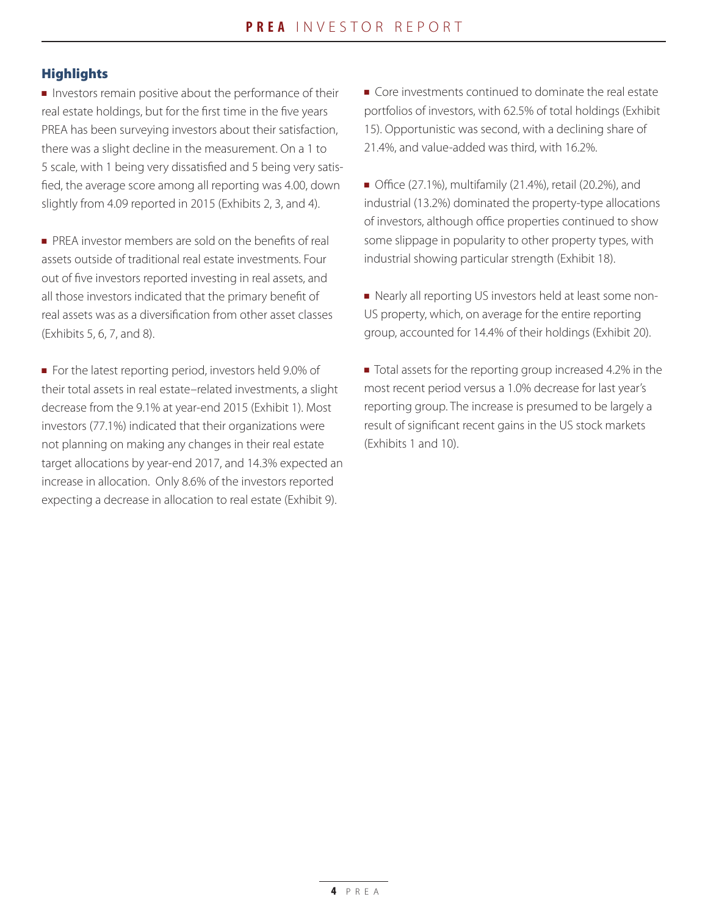## Highlights

- Investors remain positive about the performance of their real estate holdings, but for the first time in the five years PREA has been surveying investors about their satisfaction, there was a slight decline in the measurement. On a 1 to 5 scale, with 1 being very dissatisfied and 5 being very satisfied, the average score among all reporting was 4.00, down slightly from 4.09 reported in 2015 (Exhibits 2, 3, and 4).

- PREA investor members are sold on the benefits of real assets outside of traditional real estate investments. Four out of five investors reported investing in real assets, and all those investors indicated that the primary benefit of real assets was as a diversification from other asset classes (Exhibits 5, 6, 7, and 8).

- For the latest reporting period, investors held 9.0% of their total assets in real estate–related investments, a slight decrease from the 9.1% at year-end 2015 (Exhibit 1). Most investors (77.1%) indicated that their organizations were not planning on making any changes in their real estate target allocations by year-end 2017, and 14.3% expected an increase in allocation. Only 8.6% of the investors reported expecting a decrease in allocation to real estate (Exhibit 9).

- Core investments continued to dominate the real estate portfolios of investors, with 62.5% of total holdings (Exhibit 15). Opportunistic was second, with a declining share of 21.4%, and value-added was third, with 16.2%.

- Office (27.1%), multifamily (21.4%), retail (20.2%), and industrial (13.2%) dominated the property-type allocations of investors, although office properties continued to show some slippage in popularity to other property types, with industrial showing particular strength (Exhibit 18).

- Nearly all reporting US investors held at least some non-US property, which, on average for the entire reporting group, accounted for 14.4% of their holdings (Exhibit 20).

- Total assets for the reporting group increased 4.2% in the most recent period versus a 1.0% decrease for last year's reporting group. The increase is presumed to be largely a result of significant recent gains in the US stock markets (Exhibits 1 and 10).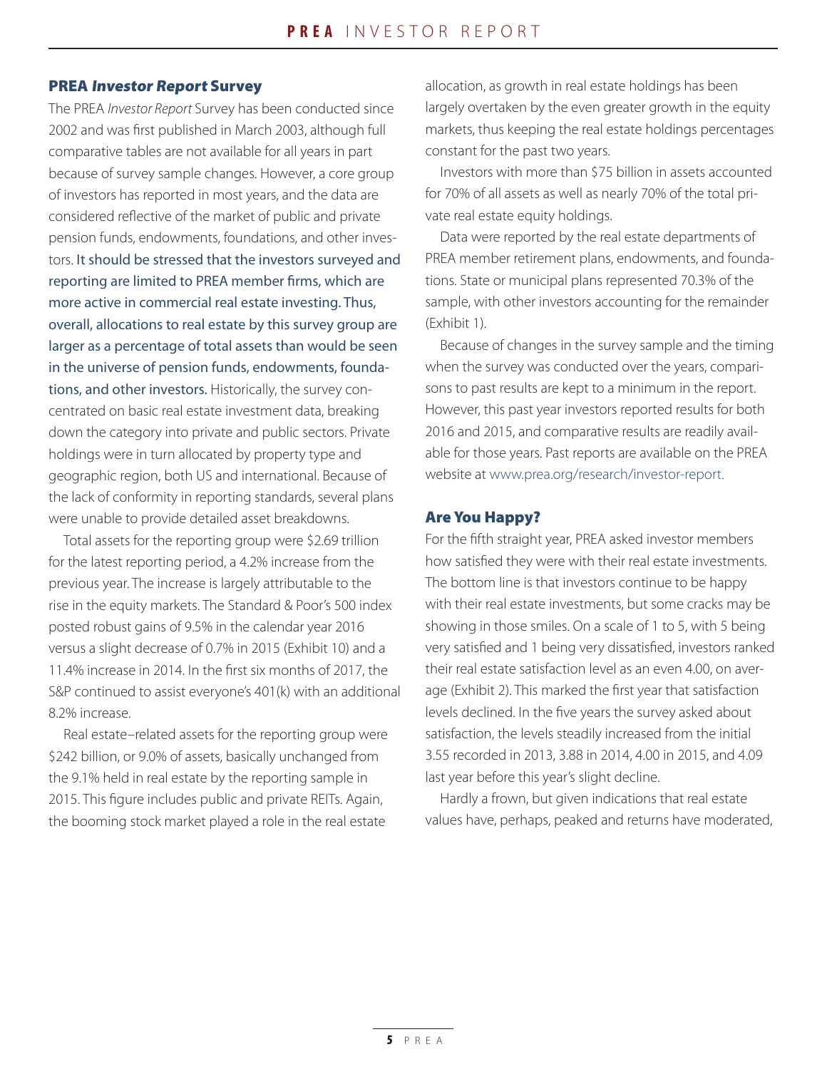## PREA *Investor Report* Survey

The PREA *Investor Report* Survey has been conducted since 2002 and was first published in March 2003, although full comparative tables are not available for all years in part because of survey sample changes. However, a core group of investors has reported in most years, and the data are considered reflective of the market of public and private pension funds, endowments, foundations, and other investors. It should be stressed that the investors surveyed and reporting are limited to PREA member firms, which are more active in commercial real estate investing. Thus, overall, allocations to real estate by this survey group are larger as a percentage of total assets than would be seen in the universe of pension funds, endowments, foundations, and other investors. Historically, the survey concentrated on basic real estate investment data, breaking down the category into private and public sectors. Private holdings were in turn allocated by property type and geographic region, both US and international. Because of the lack of conformity in reporting standards, several plans were unable to provide detailed asset breakdowns.

Total assets for the reporting group were $2.69 trillion for the latest reporting period, a 4.2% increase from the previous year. The increase is largely attributable to the rise in the equity markets. The Standard & Poor's 500 index posted robust gains of 9.5% in the calendar year 2016 versus a slight decrease of 0.7% in 2015 (Exhibit 10) and a 11.4% increase in 2014. In the first six months of 2017, the S&P continued to assist everyone's 401(k) with an additional 8.2% increase.

Real estate–related assets for the reporting group were $242 billion, or 9.0% of assets, basically unchanged from the 9.1% held in real estate by the reporting sample in 2015. This figure includes public and private REITs. Again, the booming stock market played a role in the real estate allocation, as growth in real estate holdings has been largely overtaken by the even greater growth in the equity markets, thus keeping the real estate holdings percentages constant for the past two years.

Investors with more than $75 billion in assets accounted for 70% of all assets as well as nearly 70% of the total private real estate equity holdings.

Data were reported by the real estate departments of PREA member retirement plans, endowments, and foundations. State or municipal plans represented 70.3% of the sample, with other investors accounting for the remainder (Exhibit 1).

Because of changes in the survey sample and the timing when the survey was conducted over the years, comparisons to past results are kept to a minimum in the report. However, this past year investors reported results for both 2016 and 2015, and comparative results are readily available for those years. Past reports are available on the PREA website at www.prea.org/research/investor-report.

## Are You Happy?

For the fifth straight year, PREA asked investor members how satisfied they were with their real estate investments. The bottom line is that investors continue to be happy with their real estate investments, but some cracks may be showing in those smiles. On a scale of 1 to 5, with 5 being very satisfied and 1 being very dissatisfied, investors ranked their real estate satisfaction level as an even 4.00, on average (Exhibit 2). This marked the first year that satisfaction levels declined. In the five years the survey asked about satisfaction, the levels steadily increased from the initial 3.55 recorded in 2013, 3.88 in 2014, 4.00 in 2015, and 4.09 last year before this year's slight decline.

Hardly a frown, but given indications that real estate values have, perhaps, peaked and returns have moderated,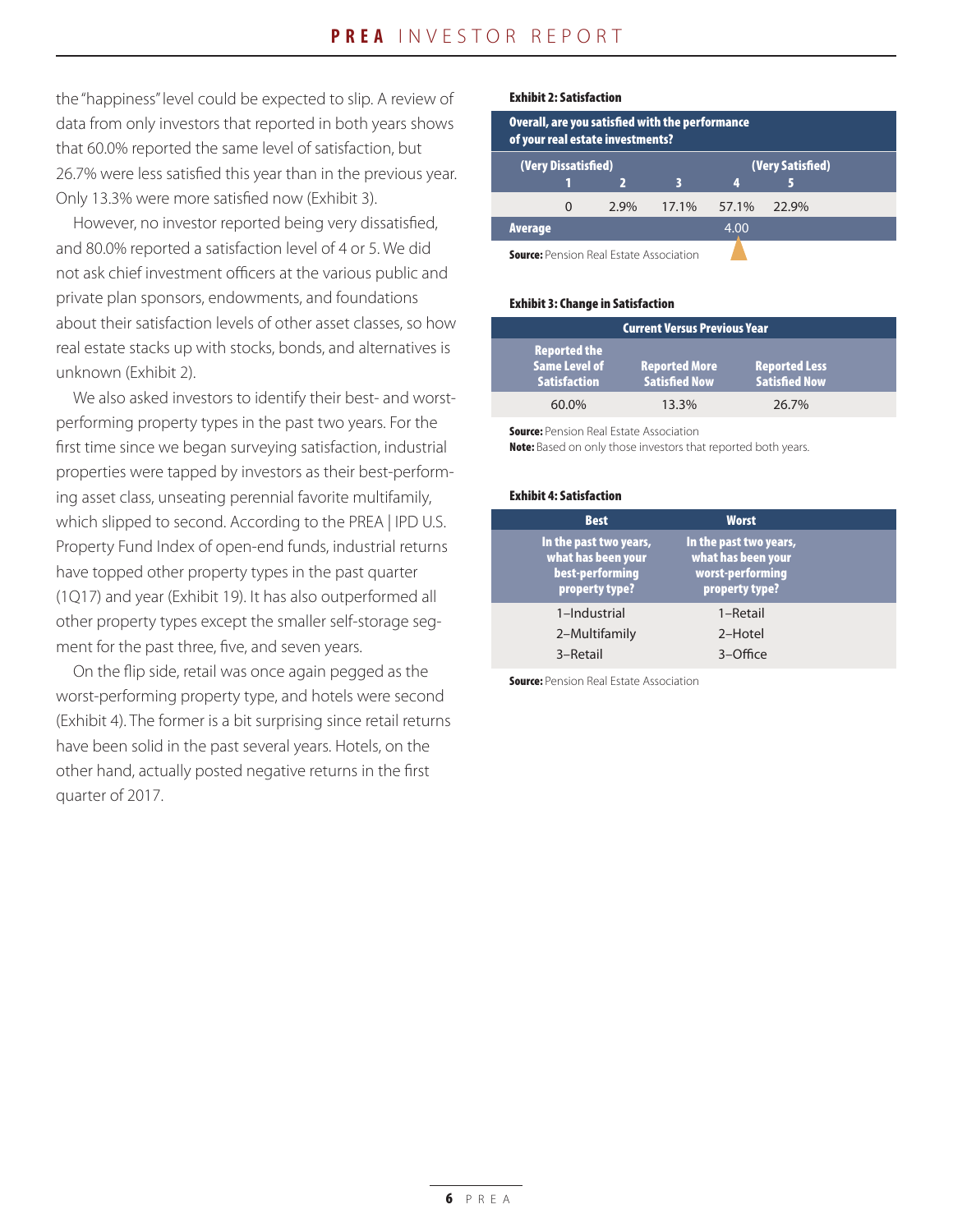the "happiness" level could be expected to slip. A review of data from only investors that reported in both years shows that 60.0% reported the same level of satisfaction, but 26.7% were less satisfied this year than in the previous year. Only 13.3% were more satisfied now (Exhibit 3).

However, no investor reported being very dissatisfied, and 80.0% reported a satisfaction level of 4 or 5. We did not ask chief investment officers at the various public and private plan sponsors, endowments, and foundations about their satisfaction levels of other asset classes, so how real estate stacks up with stocks, bonds, and alternatives is unknown (Exhibit 2).

We also asked investors to identify their best- and worst-performing property types in the past two years. For the first time since we began surveying satisfaction, industrial properties were tapped by investors as their best-performing asset class, unseating perennial favorite multifamily, which slipped to second. According to the PREA | IPD U.S. Property Fund Index of open-end funds, industrial returns have topped other property types in the past quarter (1Q17) and year (Exhibit 19). It has also outperformed all other property types except the smaller self-storage segment for the past three, five, and seven years.

On the flip side, retail was once again pegged as the worst-performing property type, and hotels were second (Exhibit 4). The former is a bit surprising since retail returns have been solid in the past several years. Hotels, on the other hand, actually posted negative returns in the first quarter of 2017.

**Exhibit 2: Satisfaction**

| Overall, are you satisfied with the performance of your real estate investments? | | | | |
|---|---|---|---|---|
| (Very Dissatisfied) 1 | 2 | 3 | 4 | (Very Satisfied) 5 |
| 0 | 2.9% | 17.1% | 57.1% | 22.9% |
| Average | | | 4.00 | |

**Source:** Pension Real Estate Association

**Exhibit 3: Change in Satisfaction**

| Current Versus Previous Year | | |
|---|---|---|
| Reported the Same Level of Satisfaction | Reported More Satisfied Now | Reported Less Satisfied Now |
| 60.0% | 13.3% | 26.7% |

**Source:** Pension Real Estate Association
**Note:** Based on only those investors that reported both years.

**Exhibit 4: Satisfaction**

| Best | Worst |
|---|---|
| In the past two years, what has been your best-performing property type? | In the past two years, what has been your worst-performing property type? |
| 1–Industrial | 1–Retail |
| 2–Multifamily | 2–Hotel |
| 3–Retail | 3–Office |

**Source:** Pension Real Estate Association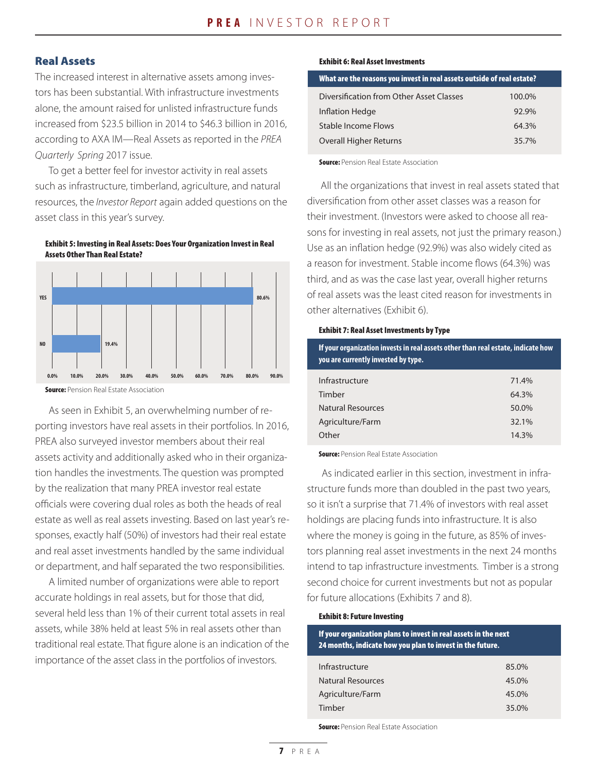## Real Assets

The increased interest in alternative assets among investors has been substantial. With infrastructure investments alone, the amount raised for unlisted infrastructure funds increased from $23.5 billion in 2014 to $46.3 billion in 2016, according to AXA IM—Real Assets as reported in the *PREA Quarterly Spring* 2017 issue.

To get a better feel for investor activity in real assets such as infrastructure, timberland, agriculture, and natural resources, the *Investor Report* again added questions on the asset class in this year's survey.

**Exhibit 5: Investing in Real Assets: Does Your Organization Invest in Real Assets Other Than Real Estate?**

| | |
|---|---|
| YES | 80.6% |
| NO | 19.4% |

**Source:** Pension Real Estate Association

As seen in Exhibit 5, an overwhelming number of reporting investors have real assets in their portfolios. In 2016, PREA also surveyed investor members about their real assets activity and additionally asked who in their organization handles the investments. The question was prompted by the realization that many PREA investor real estate officials were covering dual roles as both the heads of real estate as well as real assets investing. Based on last year's responses, exactly half (50%) of investors had their real estate and real asset investments handled by the same individual or department, and half separated the two responsibilities.

A limited number of organizations were able to report accurate holdings in real assets, but for those that did, several held less than 1% of their current total assets in real assets, while 38% held at least 5% in real assets other than traditional real estate. That figure alone is an indication of the importance of the asset class in the portfolios of investors.

**Exhibit 6: Real Asset Investments**

| What are the reasons you invest in real assets outside of real estate? | |
|---|---|
| Diversification from Other Asset Classes | 100.0% |
| Inflation Hedge | 92.9% |
| Stable Income Flows | 64.3% |
| Overall Higher Returns | 35.7% |

**Source:** Pension Real Estate Association

All the organizations that invest in real assets stated that diversification from other asset classes was a reason for their investment. (Investors were asked to choose all reasons for investing in real assets, not just the primary reason.) Use as an inflation hedge (92.9%) was also widely cited as a reason for investment. Stable income flows (64.3%) was third, and as was the case last year, overall higher returns of real assets was the least cited reason for investments in other alternatives (Exhibit 6).

**Exhibit 7: Real Asset Investments by Type**

| If your organization invests in real assets other than real estate, indicate how you are currently invested by type. | |
|---|---|
| Infrastructure | 71.4% |
| Timber | 64.3% |
| Natural Resources | 50.0% |
| Agriculture/Farm | 32.1% |
| Other | 14.3% |

**Source:** Pension Real Estate Association

As indicated earlier in this section, investment in infrastructure funds more than doubled in the past two years, so it isn't a surprise that 71.4% of investors with real asset holdings are placing funds into infrastructure. It is also where the money is going in the future, as 85% of investors planning real asset investments in the next 24 months intend to tap infrastructure investments. Timber is a strong second choice for current investments but not as popular for future allocations (Exhibits 7 and 8).

**Exhibit 8: Future Investing**

| If your organization plans to invest in real assets in the next 24 months, indicate how you plan to invest in the future. | |
|---|---|
| Infrastructure | 85.0% |
| Natural Resources | 45.0% |
| Agriculture/Farm | 45.0% |
| Timber | 35.0% |

**Source:** Pension Real Estate Association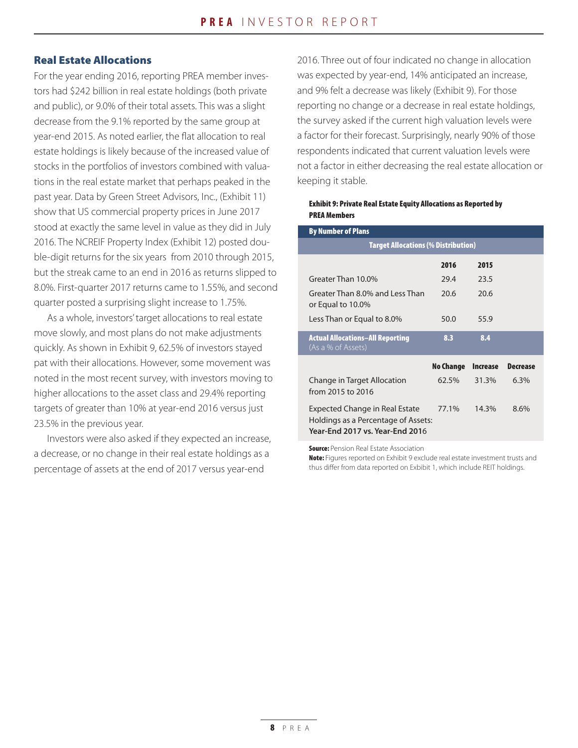## Real Estate Allocations

For the year ending 2016, reporting PREA member investors had $242 billion in real estate holdings (both private and public), or 9.0% of their total assets. This was a slight decrease from the 9.1% reported by the same group at year-end 2015. As noted earlier, the flat allocation to real estate holdings is likely because of the increased value of stocks in the portfolios of investors combined with valuations in the real estate market that perhaps peaked in the past year. Data by Green Street Advisors, Inc., (Exhibit 11) show that US commercial property prices in June 2017 stood at exactly the same level in value as they did in July 2016. The NCREIF Property Index (Exhibit 12) posted double-digit returns for the six years from 2010 through 2015, but the streak came to an end in 2016 as returns slipped to 8.0%. First-quarter 2017 returns came to 1.55%, and second quarter posted a surprising slight increase to 1.75%.

As a whole, investors' target allocations to real estate move slowly, and most plans do not make adjustments quickly. As shown in Exhibit 9, 62.5% of investors stayed pat with their allocations. However, some movement was noted in the most recent survey, with investors moving to higher allocations to the asset class and 29.4% reporting targets of greater than 10% at year-end 2016 versus just 23.5% in the previous year.

Investors were also asked if they expected an increase, a decrease, or no change in their real estate holdings as a percentage of assets at the end of 2017 versus year-end 2016. Three out of four indicated no change in allocation was expected by year-end, 14% anticipated an increase, and 9% felt a decrease was likely (Exhibit 9). For those reporting no change or a decrease in real estate holdings, the survey asked if the current high valuation levels were a factor for their forecast. Surprisingly, nearly 90% of those respondents indicated that current valuation levels were not a factor in either decreasing the real estate allocation or keeping it stable.

**Exhibit 9: Private Real Estate Equity Allocations as Reported by PREA Members**

| By Number of Plans | | | |
|---|---|---|---|
| **Target Allocations (% Distribution)** | | | |
| | **2016** | **2015** | |
| Greater Than 10.0% | 29.4 | 23.5 | |
| Greater Than 8.0% and Less Than or Equal to 10.0% | 20.6 | 20.6 | |
| Less Than or Equal to 8.0% | 50.0 | 55.9 | |
| **Actual Allocations–All Reporting** (As a % of Assets) | **8.3** | **8.4** | |
| | **No Change** | **Increase** | **Decrease** |
| Change in Target Allocation from 2015 to 2016 | 62.5% | 31.3% | 6.3% |
| Expected Change in Real Estate Holdings as a Percentage of Assets: Year-End 2017 vs. Year-End 2016 | 77.1% | 14.3% | 8.6% |

**Source:** Pension Real Estate Association

**Note:** Figures reported on Exhibit 9 exclude real estate investment trusts and thus differ from data reported on Exhibit 1, which include REIT holdings.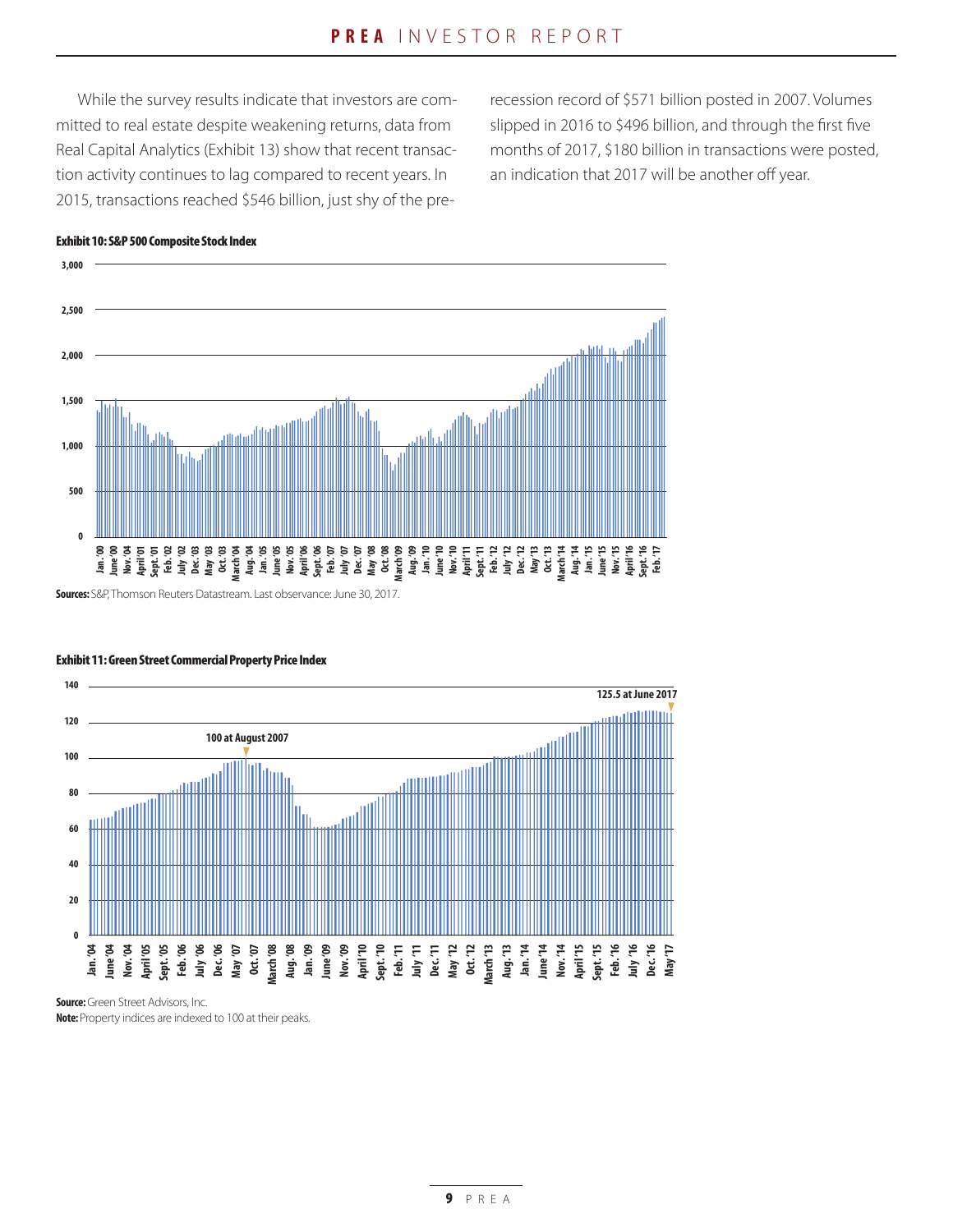While the survey results indicate that investors are committed to real estate despite weakening returns, data from Real Capital Analytics (Exhibit 13) show that recent transaction activity continues to lag compared to recent years. In 2015, transactions reached $546 billion, just shy of the pre-recession record of $571 billion posted in 2007. Volumes slipped in 2016 to $496 billion, and through the first five months of 2017, $180 billion in transactions were posted, an indication that 2017 will be another off year.

**Exhibit 10: S&P 500 Composite Stock Index**

**Sources:** S&P, Thomson Reuters Datastream. Last observance: June 30, 2017.

**Exhibit 11: Green Street Commercial Property Price Index**

**Source:** Green Street Advisors, Inc.
**Note:** Property indices are indexed to 100 at their peaks.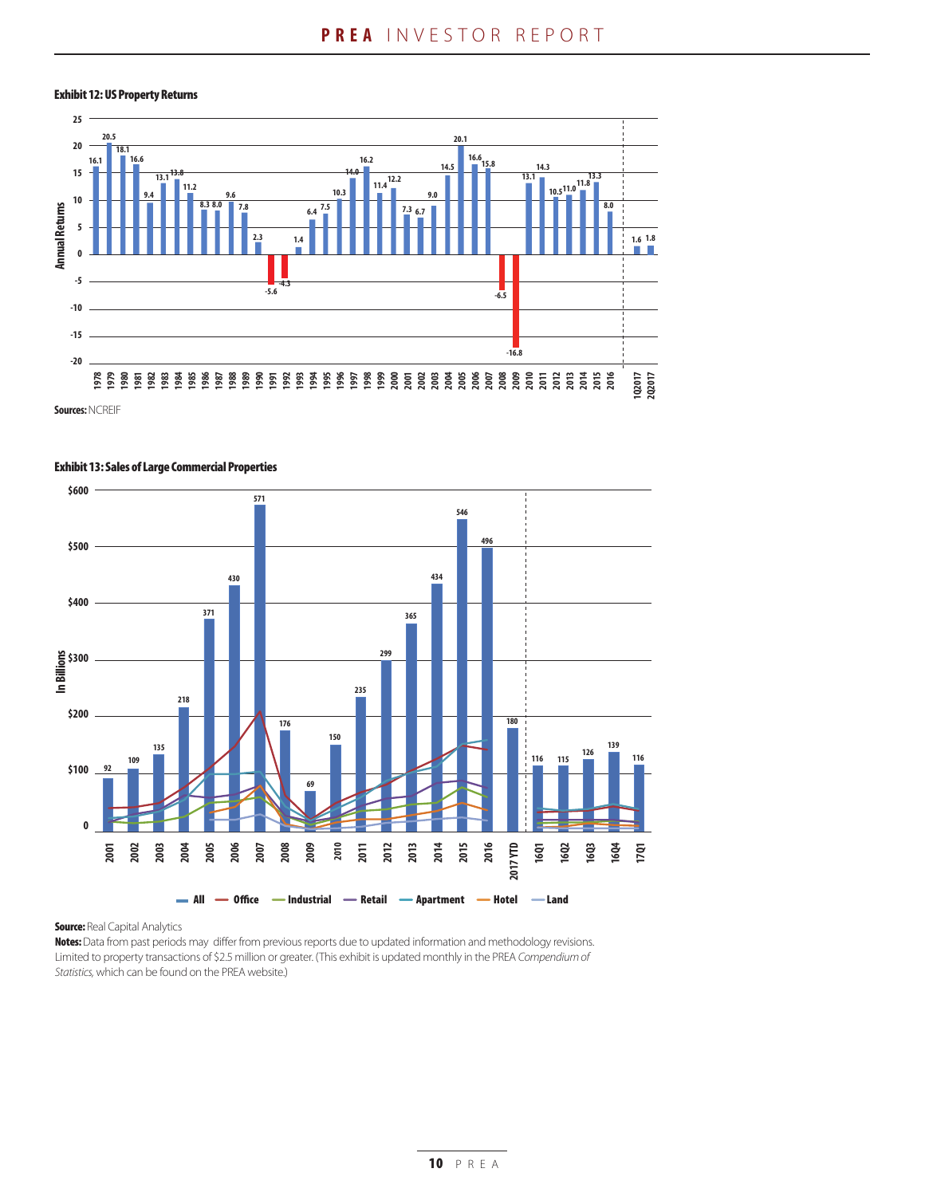**Exhibit 12: US Property Returns**

| Year | Annual Returns |
|---|---|
| 1978 | 16.1 |
| 1979 | 20.5 |
| 1980 | 18.1 |
| 1981 | 16.6 |
| 1982 | 9.4 |
| 1983 | 13.1 |
| 1984 | 13.8 |
| 1985 | 11.2 |
| 1986 | 8.3 |
| 1987 | 8.0 |
| 1988 | 9.6 |
| 1989 | 7.8 |
| 1990 | 2.3 |
| 1991 | -5.6 |
| 1992 | -4.3 |
| 1993 | 1.4 |
| 1994 | 6.4 |
| 1995 | 7.5 |
| 1996 | 10.3 |
| 1997 | 14.0 |
| 1998 | 16.2 |
| 1999 | 11.4 |
| 2000 | 12.2 |
| 2001 | 7.3 |
| 2002 | 6.7 |
| 2003 | 9.0 |
| 2004 | 14.5 |
| 2005 | 20.1 |
| 2006 | 16.6 |
| 2007 | 15.8 |
| 2008 | -6.5 |
| 2009 | -16.8 |
| 2010 | 13.1 |
| 2011 | 14.3 |
| 2012 | 10.5 |
| 2013 | 11.0 |
| 2014 | 11.8 |
| 2015 | 13.3 |
| 2016 | 8.0 |
| 1Q2017 | 1.6 |
| 2Q2017 | 1.8 |

**Sources:** NCREIF

**Exhibit 13: Sales of Large Commercial Properties**

In Billions

| Period | All |
|---|---|
| 2001 | 92 |
| 2002 | 109 |
| 2003 | 135 |
| 2004 | 218 |
| 2005 | 371 |
| 2006 | 430 |
| 2007 | 571 |
| 2008 | 176 |
| 2009 | 69 |
| 2010 | 150 |
| 2011 | 235 |
| 2012 | 299 |
| 2013 | 365 |
| 2014 | 434 |
| 2015 | 546 |
| 2016 | 496 |
| 2017 YTD | 180 |
| 16Q1 | 116 |
| 16Q2 | 115 |
| 16Q3 | 126 |
| 16Q4 | 139 |
| 17Q1 | 116 |

Legend: All, Office, Industrial, Retail, Apartment, Hotel, Land

**Source:** Real Capital Analytics

**Notes:** Data from past periods may differ from previous reports due to updated information and methodology revisions. Limited to property transactions of $2.5 million or greater. (This exhibit is updated monthly in the PREA *Compendium of Statistics*, which can be found on the PREA website.)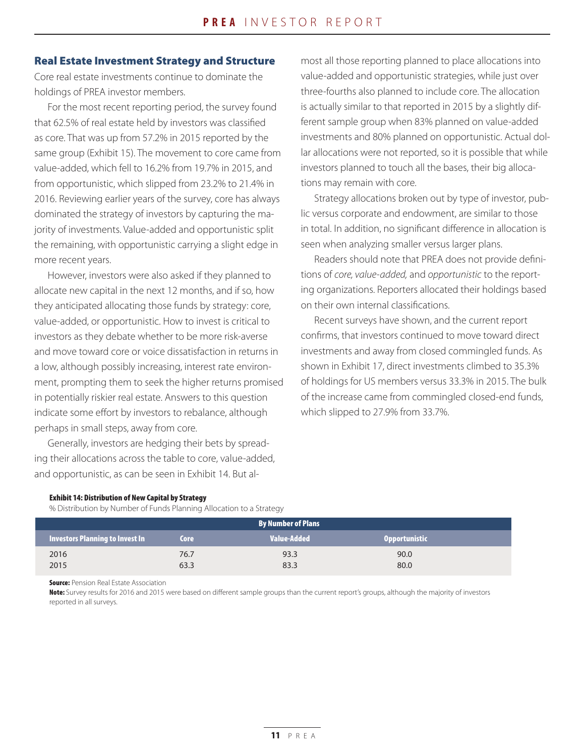## Real Estate Investment Strategy and Structure

Core real estate investments continue to dominate the holdings of PREA investor members.

For the most recent reporting period, the survey found that 62.5% of real estate held by investors was classified as core. That was up from 57.2% in 2015 reported by the same group (Exhibit 15). The movement to core came from value-added, which fell to 16.2% from 19.7% in 2015, and from opportunistic, which slipped from 23.2% to 21.4% in 2016. Reviewing earlier years of the survey, core has always dominated the strategy of investors by capturing the majority of investments. Value-added and opportunistic split the remaining, with opportunistic carrying a slight edge in more recent years.

However, investors were also asked if they planned to allocate new capital in the next 12 months, and if so, how they anticipated allocating those funds by strategy: core, value-added, or opportunistic. How to invest is critical to investors as they debate whether to be more risk-averse and move toward core or voice dissatisfaction in returns in a low, although possibly increasing, interest rate environment, prompting them to seek the higher returns promised in potentially riskier real estate. Answers to this question indicate some effort by investors to rebalance, although perhaps in small steps, away from core.

Generally, investors are hedging their bets by spreading their allocations across the table to core, value-added, and opportunistic, as can be seen in Exhibit 14. But almost all those reporting planned to place allocations into value-added and opportunistic strategies, while just over three-fourths also planned to include core. The allocation is actually similar to that reported in 2015 by a slightly different sample group when 83% planned on value-added investments and 80% planned on opportunistic. Actual dollar allocations were not reported, so it is possible that while investors planned to touch all the bases, their big allocations may remain with core.

Strategy allocations broken out by type of investor, public versus corporate and endowment, are similar to those in total. In addition, no significant difference in allocation is seen when analyzing smaller versus larger plans.

Readers should note that PREA does not provide definitions of *core, value-added,* and *opportunistic* to the reporting organizations. Reporters allocated their holdings based on their own internal classifications.

Recent surveys have shown, and the current report confirms, that investors continued to move toward direct investments and away from closed commingled funds. As shown in Exhibit 17, direct investments climbed to 35.3% of holdings for US members versus 33.3% in 2015. The bulk of the increase came from commingled closed-end funds, which slipped to 27.9% from 33.7%.

**Exhibit 14: Distribution of New Capital by Strategy**

% Distribution by Number of Funds Planning Allocation to a Strategy

| By Number of Plans | | | |
|---|---|---|---|
| **Investors Planning to Invest In** | **Core** | **Value-Added** | **Opportunistic** |
| 2016 | 76.7 | 93.3 | 90.0 |
| 2015 | 63.3 | 83.3 | 80.0 |

**Source:** Pension Real Estate Association

**Note:** Survey results for 2016 and 2015 were based on different sample groups than the current report's groups, although the majority of investors reported in all surveys.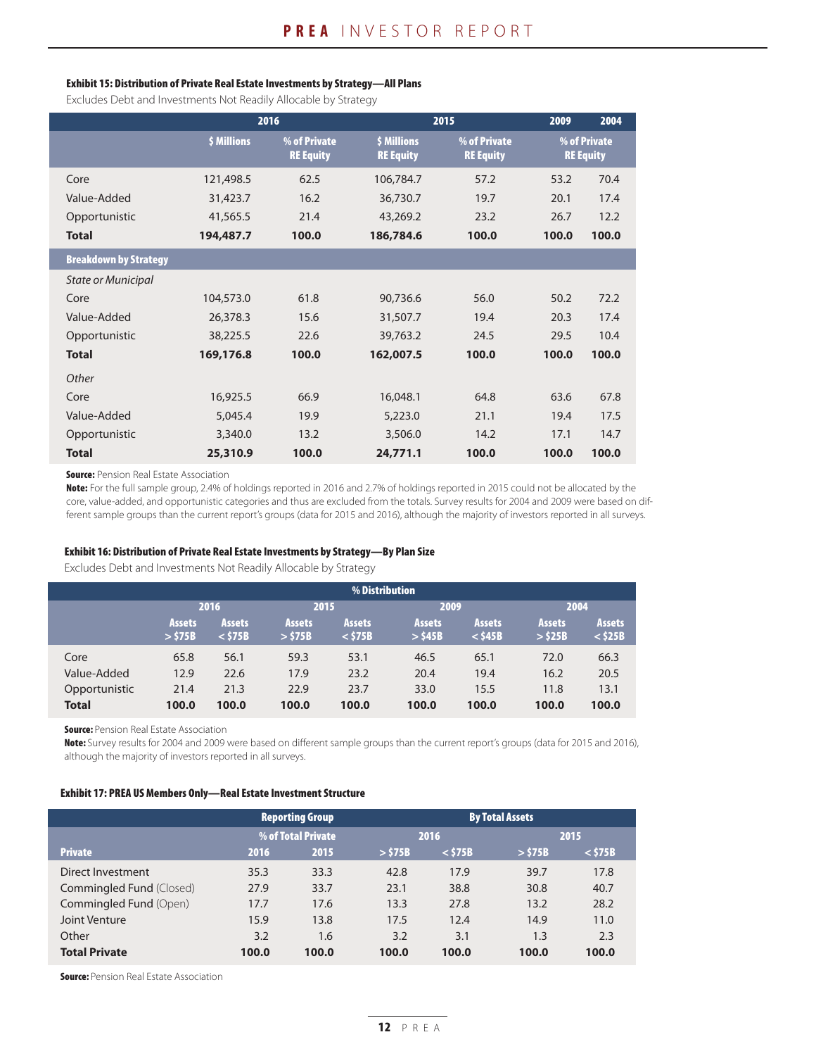**Exhibit 15: Distribution of Private Real Estate Investments by Strategy—All Plans**

Excludes Debt and Investments Not Readily Allocable by Strategy

| | 2016 | | 2015 | | 2009 | 2004 |
|---|---|---|---|---|---|---|
| | $ Millions | % of Private RE Equity | $ Millions | % of Private RE Equity | % of Private RE Equity | |
| Core | 121,498.5 | 62.5 | 106,784.7 | 57.2 | 53.2 | 70.4 |
| Value-Added | 31,423.7 | 16.2 | 36,730.7 | 19.7 | 20.1 | 17.4 |
| Opportunistic | 41,565.5 | 21.4 | 43,269.2 | 23.2 | 26.7 | 12.2 |
| **Total** | **194,487.7** | **100.0** | **186,784.6** | **100.0** | **100.0** | **100.0** |
| **Breakdown by Strategy** | | | | | | |
| *State or Municipal* | | | | | | |
| Core | 104,573.0 | 61.8 | 90,736.6 | 56.0 | 50.2 | 72.2 |
| Value-Added | 26,378.3 | 15.6 | 31,507.7 | 19.4 | 20.3 | 17.4 |
| Opportunistic | 38,225.5 | 22.6 | 39,763.2 | 24.5 | 29.5 | 10.4 |
| **Total** | **169,176.8** | **100.0** | **162,007.5** | **100.0** | **100.0** | **100.0** |
| *Other* | | | | | | |
| Core | 16,925.5 | 66.9 | 16,048.1 | 64.8 | 63.6 | 67.8 |
| Value-Added | 5,045.4 | 19.9 | 5,223.0 | 21.1 | 19.4 | 17.5 |
| Opportunistic | 3,340.0 | 13.2 | 3,506.0 | 14.2 | 17.1 | 14.7 |
| **Total** | **25,310.9** | **100.0** | **24,771.1** | **100.0** | **100.0** | **100.0** |

**Source:** Pension Real Estate Association

**Note:** For the full sample group, 2.4% of holdings reported in 2016 and 2.7% of holdings reported in 2015 could not be allocated by the core, value-added, and opportunistic categories and thus are excluded from the totals. Survey results for 2004 and 2009 were based on different sample groups than the current report's groups (data for 2015 and 2016), although the majority of investors reported in all surveys.

**Exhibit 16: Distribution of Private Real Estate Investments by Strategy—By Plan Size**

Excludes Debt and Investments Not Readily Allocable by Strategy

| | % Distribution | | | | | | | |
|---|---|---|---|---|---|---|---|---|
| | 2016 | | 2015 | | 2009 | | 2004 | |
| | Assets > $75B | Assets < $75B | Assets > $75B | Assets < $75B | Assets > $45B | Assets < $45B | Assets > $25B | Assets < $25B |
| Core | 65.8 | 56.1 | 59.3 | 53.1 | 46.5 | 65.1 | 72.0 | 66.3 |
| Value-Added | 12.9 | 22.6 | 17.9 | 23.2 | 20.4 | 19.4 | 16.2 | 20.5 |
| Opportunistic | 21.4 | 21.3 | 22.9 | 23.7 | 33.0 | 15.5 | 11.8 | 13.1 |
| **Total** | **100.0** | **100.0** | **100.0** | **100.0** | **100.0** | **100.0** | **100.0** | **100.0** |

**Source:** Pension Real Estate Association

**Note:** Survey results for 2004 and 2009 were based on different sample groups than the current report's groups (data for 2015 and 2016), although the majority of investors reported in all surveys.

**Exhibit 17: PREA US Members Only—Real Estate Investment Structure**

| | Reporting Group | | By Total Assets | | | |
|---|---|---|---|---|---|---|
| | % of Total Private | | 2016 | | 2015 | |
| **Private** | 2016 | 2015 | > $75B | < $75B | > $75B | < $75B |
| Direct Investment | 35.3 | 33.3 | 42.8 | 17.9 | 39.7 | 17.8 |
| Commingled Fund (Closed) | 27.9 | 33.7 | 23.1 | 38.8 | 30.8 | 40.7 |
| Commingled Fund (Open) | 17.7 | 17.6 | 13.3 | 27.8 | 13.2 | 28.2 |
| Joint Venture | 15.9 | 13.8 | 17.5 | 12.4 | 14.9 | 11.0 |
| Other | 3.2 | 1.6 | 3.2 | 3.1 | 1.3 | 2.3 |
| **Total Private** | **100.0** | **100.0** | **100.0** | **100.0** | **100.0** | **100.0** |

**Source:** Pension Real Estate Association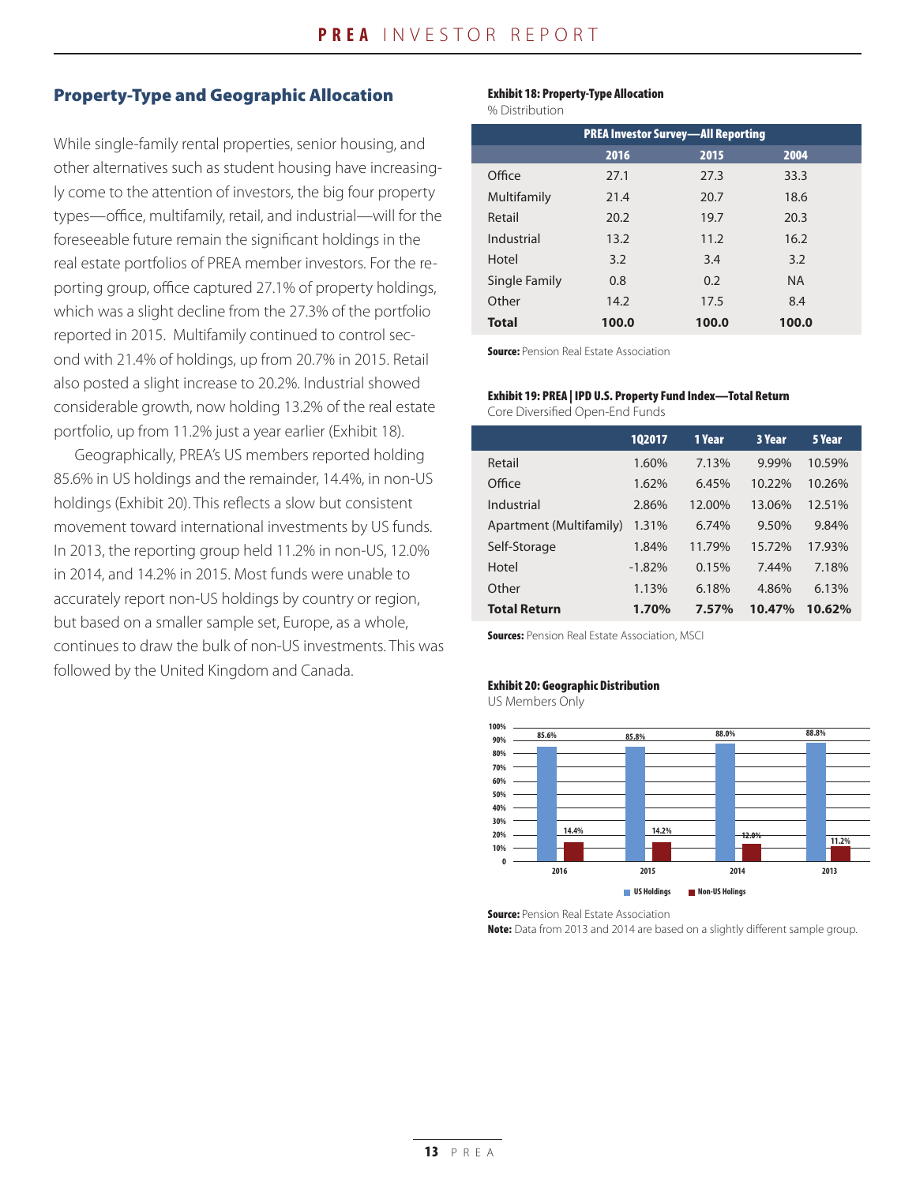## Property-Type and Geographic Allocation

While single-family rental properties, senior housing, and other alternatives such as student housing have increasingly come to the attention of investors, the big four property types—office, multifamily, retail, and industrial—will for the foreseeable future remain the significant holdings in the real estate portfolios of PREA member investors. For the reporting group, office captured 27.1% of property holdings, which was a slight decline from the 27.3% of the portfolio reported in 2015. Multifamily continued to control second with 21.4% of holdings, up from 20.7% in 2015. Retail also posted a slight increase to 20.2%. Industrial showed considerable growth, now holding 13.2% of the real estate portfolio, up from 11.2% just a year earlier (Exhibit 18).

Geographically, PREA's US members reported holding 85.6% in US holdings and the remainder, 14.4%, in non-US holdings (Exhibit 20). This reflects a slow but consistent movement toward international investments by US funds. In 2013, the reporting group held 11.2% in non-US, 12.0% in 2014, and 14.2% in 2015. Most funds were unable to accurately report non-US holdings by country or region, but based on a smaller sample set, Europe, as a whole, continues to draw the bulk of non-US investments. This was followed by the United Kingdom and Canada.

**Exhibit 18: Property-Type Allocation**

% Distribution

| | PREA Investor Survey—All Reporting | | |
|---|---|---|---|
| | **2016** | **2015** | **2004** |
| Office | 27.1 | 27.3 | 33.3 |
| Multifamily | 21.4 | 20.7 | 18.6 |
| Retail | 20.2 | 19.7 | 20.3 |
| Industrial | 13.2 | 11.2 | 16.2 |
| Hotel | 3.2 | 3.4 | 3.2 |
| Single Family | 0.8 | 0.2 | NA |
| Other | 14.2 | 17.5 | 8.4 |
| **Total** | **100.0** | **100.0** | **100.0** |

**Source:** Pension Real Estate Association

**Exhibit 19: PREA | IPD U.S. Property Fund Index—Total Return**

Core Diversified Open-End Funds

| | 1Q2017 | 1 Year | 3 Year | 5 Year |
|---|---|---|---|---|
| Retail | 1.60% | 7.13% | 9.99% | 10.59% |
| Office | 1.62% | 6.45% | 10.22% | 10.26% |
| Industrial | 2.86% | 12.00% | 13.06% | 12.51% |
| Apartment (Multifamily) | 1.31% | 6.74% | 9.50% | 9.84% |
| Self-Storage | 1.84% | 11.79% | 15.72% | 17.93% |
| Hotel | -1.82% | 0.15% | 7.44% | 7.18% |
| Other | 1.13% | 6.18% | 4.86% | 6.13% |
| **Total Return** | **1.70%** | **7.57%** | **10.47%** | **10.62%** |

**Sources:** Pension Real Estate Association, MSCI

**Exhibit 20: Geographic Distribution**

US Members Only

| | 2016 | 2015 | 2014 | 2013 |
|---|---|---|---|---|
| US Holdings | 85.6% | 85.8% | 88.0% | 88.8% |
| Non-US Holings | 14.4% | 14.2% | 12.0% | 11.2% |

**Source:** Pension Real Estate Association

**Note:** Data from 2013 and 2014 are based on a slightly different sample group.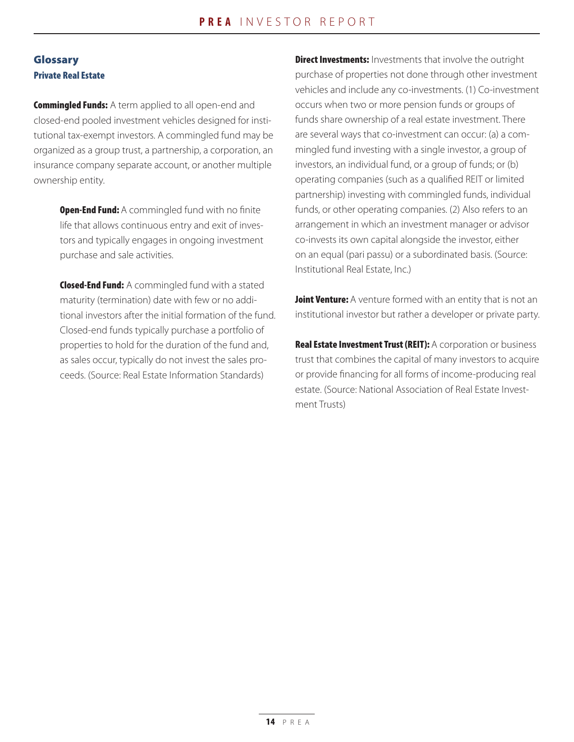## Glossary

### Private Real Estate

**Commingled Funds:** A term applied to all open-end and closed-end pooled investment vehicles designed for institutional tax-exempt investors. A commingled fund may be organized as a group trust, a partnership, a corporation, an insurance company separate account, or another multiple ownership entity.

> **Open-End Fund:** A commingled fund with no finite life that allows continuous entry and exit of investors and typically engages in ongoing investment purchase and sale activities.
>
> **Closed-End Fund:** A commingled fund with a stated maturity (termination) date with few or no additional investors after the initial formation of the fund. Closed-end funds typically purchase a portfolio of properties to hold for the duration of the fund and, as sales occur, typically do not invest the sales proceeds. (Source: Real Estate Information Standards)

**Direct Investments:** Investments that involve the outright purchase of properties not done through other investment vehicles and include any co-investments. (1) Co-investment occurs when two or more pension funds or groups of funds share ownership of a real estate investment. There are several ways that co-investment can occur: (a) a commingled fund investing with a single investor, a group of investors, an individual fund, or a group of funds; or (b) operating companies (such as a qualified REIT or limited partnership) investing with commingled funds, individual funds, or other operating companies. (2) Also refers to an arrangement in which an investment manager or advisor co-invests its own capital alongside the investor, either on an equal (pari passu) or a subordinated basis. (Source: Institutional Real Estate, Inc.)

**Joint Venture:** A venture formed with an entity that is not an institutional investor but rather a developer or private party.

**Real Estate Investment Trust (REIT):** A corporation or business trust that combines the capital of many investors to acquire or provide financing for all forms of income-producing real estate. (Source: National Association of Real Estate Investment Trusts)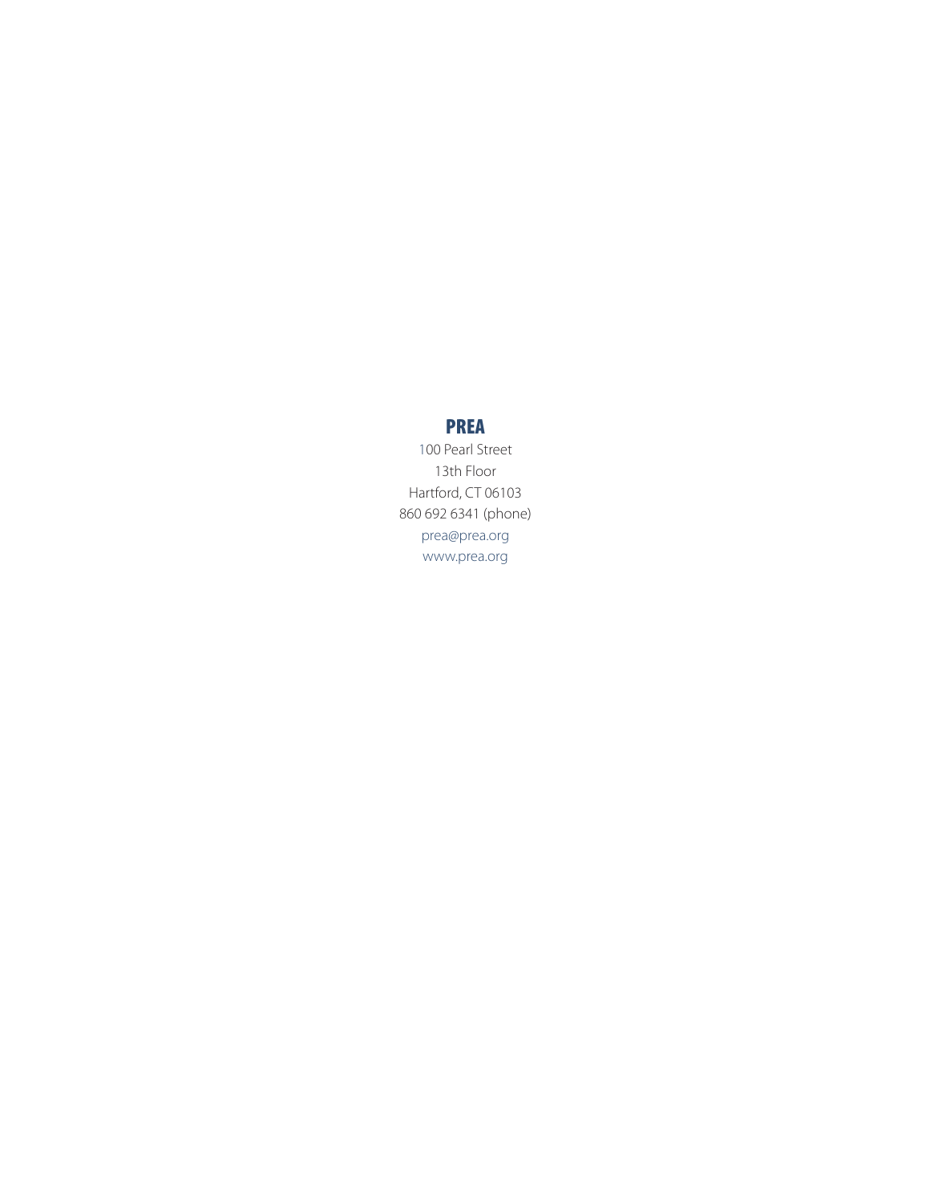**PREA**

100 Pearl Street
13th Floor
Hartford, CT 06103
860 692 6341 (phone)
prea@prea.org
www.prea.org